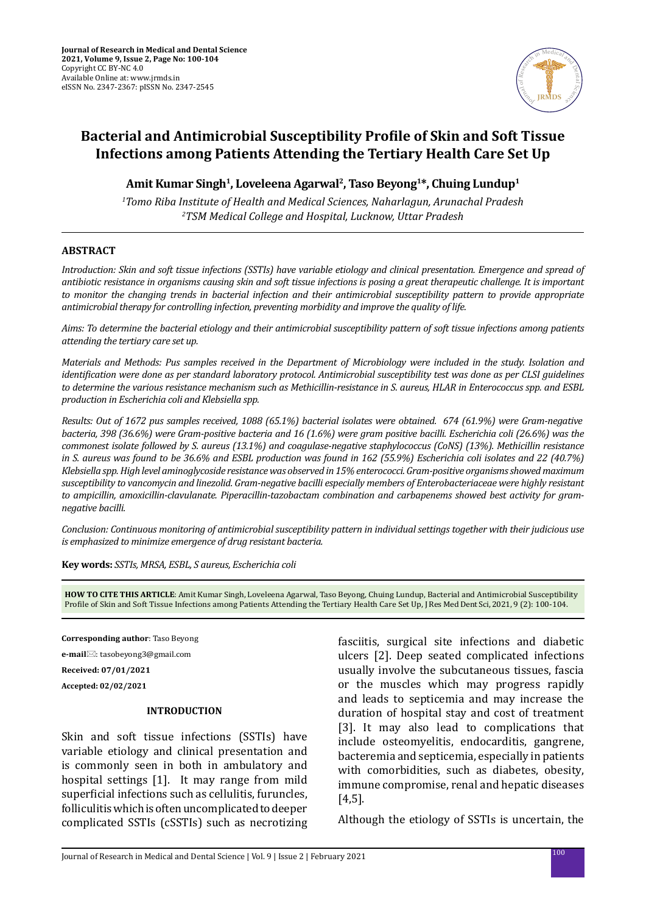Journal of Research in Medical and Dental Science
2021, Volume 9, Issue 2, Page No: 100-104
Copyright CC BY-NC 4.0
Available Online at: www.jrmds.in
eISSN No. 2347-2367: pISSN No. 2347-2545

# Bacterial and Antimicrobial Susceptibility Profile of Skin and Soft Tissue Infections among Patients Attending the Tertiary Health Care Set Up

**Amit Kumar Singh[1], Loveleena Agarwal[2], Taso Beyong[1]*, Chuing Lundup[1]**

*[1]Tomo Riba Institute of Health and Medical Sciences, Naharlagun, Arunachal Pradesh*
*[2]TSM Medical College and Hospital, Lucknow, Uttar Pradesh*

## ABSTRACT

*Introduction: Skin and soft tissue infections (SSTIs) have variable etiology and clinical presentation. Emergence and spread of antibiotic resistance in organisms causing skin and soft tissue infections is posing a great therapeutic challenge. It is important to monitor the changing trends in bacterial infection and their antimicrobial susceptibility pattern to provide appropriate antimicrobial therapy for controlling infection, preventing morbidity and improve the quality of life.*

*Aims: To determine the bacterial etiology and their antimicrobial susceptibility pattern of soft tissue infections among patients attending the tertiary care set up.*

*Materials and Methods: Pus samples received in the Department of Microbiology were included in the study. Isolation and identification were done as per standard laboratory protocol. Antimicrobial susceptibility test was done as per CLSI guidelines to determine the various resistance mechanism such as Methicillin-resistance in S. aureus, HLAR in Enterococcus spp. and ESBL production in Escherichia coli and Klebsiella spp.*

*Results: Out of 1672 pus samples received, 1088 (65.1%) bacterial isolates were obtained. 674 (61.9%) were Gram-negative bacteria, 398 (36.6%) were Gram-positive bacteria and 16 (1.6%) were gram positive bacilli. Escherichia coli (26.6%) was the commonest isolate followed by S. aureus (13.1%) and coagulase-negative staphylococcus (CoNS) (13%). Methicillin resistance in S. aureus was found to be 36.6% and ESBL production was found in 162 (55.9%) Escherichia coli isolates and 22 (40.7%) Klebsiella spp. High level aminoglycoside resistance was observed in 15% enterococci. Gram-positive organisms showed maximum susceptibility to vancomycin and linezolid. Gram-negative bacilli especially members of Enterobacteriaceae were highly resistant to ampicillin, amoxicillin-clavulanate. Piperacillin-tazobactam combination and carbapenems showed best activity for gram-negative bacilli.*

*Conclusion: Continuous monitoring of antimicrobial susceptibility pattern in individual settings together with their judicious use is emphasized to minimize emergence of drug resistant bacteria.*

**Key words:** *SSTIs, MRSA, ESBL, S aureus, Escherichia coli*

**HOW TO CITE THIS ARTICLE**: Amit Kumar Singh, Loveleena Agarwal, Taso Beyong, Chuing Lundup, Bacterial and Antimicrobial Susceptibility Profile of Skin and Soft Tissue Infections among Patients Attending the Tertiary Health Care Set Up, J Res Med Dent Sci, 2021, 9 (2): 100-104.

**Corresponding author**: Taso Beyong

**e-mail**: tasobeyong3@gmail.com

**Received: 07/01/2021**

**Accepted: 02/02/2021**

## INTRODUCTION

Skin and soft tissue infections (SSTIs) have variable etiology and clinical presentation and is commonly seen in both in ambulatory and hospital settings [1]. It may range from mild superficial infections such as cellulitis, furuncles, folliculitis which is often uncomplicated to deeper complicated SSTIs (cSSTIs) such as necrotizing fasciitis, surgical site infections and diabetic ulcers [2]. Deep seated complicated infections usually involve the subcutaneous tissues, fascia or the muscles which may progress rapidly and leads to septicemia and may increase the duration of hospital stay and cost of treatment [3]. It may also lead to complications that include osteomyelitis, endocarditis, gangrene, bacteremia and septicemia, especially in patients with comorbidities, such as diabetes, obesity, immune compromise, renal and hepatic diseases [4,5].

Although the etiology of SSTIs is uncertain, the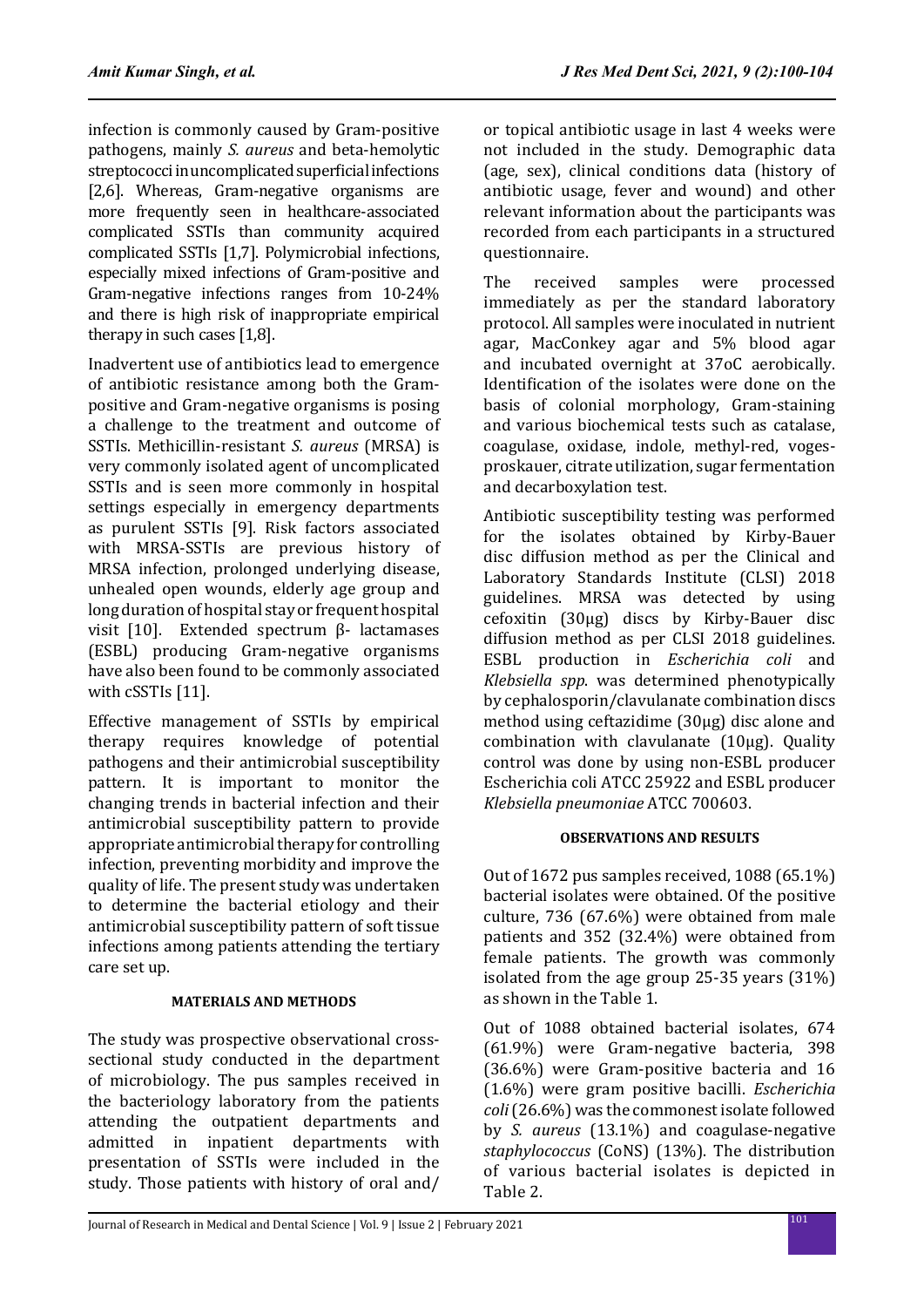infection is commonly caused by Gram-positive pathogens, mainly *S. aureus* and beta-hemolytic streptococci in uncomplicated superficial infections [2,6]. Whereas, Gram-negative organisms are more frequently seen in healthcare-associated complicated SSTIs than community acquired complicated SSTIs [1,7]. Polymicrobial infections, especially mixed infections of Gram-positive and Gram-negative infections ranges from 10-24% and there is high risk of inappropriate empirical therapy in such cases [1,8].

Inadvertent use of antibiotics lead to emergence of antibiotic resistance among both the Gram-positive and Gram-negative organisms is posing a challenge to the treatment and outcome of SSTIs. Methicillin-resistant *S. aureus* (MRSA) is very commonly isolated agent of uncomplicated SSTIs and is seen more commonly in hospital settings especially in emergency departments as purulent SSTIs [9]. Risk factors associated with MRSA-SSTIs are previous history of MRSA infection, prolonged underlying disease, unhealed open wounds, elderly age group and long duration of hospital stay or frequent hospital visit [10]. Extended spectrum β- lactamases (ESBL) producing Gram-negative organisms have also been found to be commonly associated with cSSTIs [11].

Effective management of SSTIs by empirical therapy requires knowledge of potential pathogens and their antimicrobial susceptibility pattern. It is important to monitor the changing trends in bacterial infection and their antimicrobial susceptibility pattern to provide appropriate antimicrobial therapy for controlling infection, preventing morbidity and improve the quality of life. The present study was undertaken to determine the bacterial etiology and their antimicrobial susceptibility pattern of soft tissue infections among patients attending the tertiary care set up.

## MATERIALS AND METHODS

The study was prospective observational cross-sectional study conducted in the department of microbiology. The pus samples received in the bacteriology laboratory from the patients attending the outpatient departments and admitted in inpatient departments with presentation of SSTIs were included in the study. Those patients with history of oral and/or topical antibiotic usage in last 4 weeks were not included in the study. Demographic data (age, sex), clinical conditions data (history of antibiotic usage, fever and wound) and other relevant information about the participants was recorded from each participants in a structured questionnaire.

The received samples were processed immediately as per the standard laboratory protocol. All samples were inoculated in nutrient agar, MacConkey agar and 5% blood agar and incubated overnight at 37oC aerobically. Identification of the isolates were done on the basis of colonial morphology, Gram-staining and various biochemical tests such as catalase, coagulase, oxidase, indole, methyl-red, voges-proskauer, citrate utilization, sugar fermentation and decarboxylation test.

Antibiotic susceptibility testing was performed for the isolates obtained by Kirby-Bauer disc diffusion method as per the Clinical and Laboratory Standards Institute (CLSI) 2018 guidelines. MRSA was detected by using cefoxitin (30µg) discs by Kirby-Bauer disc diffusion method as per CLSI 2018 guidelines. ESBL production in *Escherichia coli* and *Klebsiella spp*. was determined phenotypically by cephalosporin/clavulanate combination discs method using ceftazidime (30µg) disc alone and combination with clavulanate (10µg). Quality control was done by using non-ESBL producer Escherichia coli ATCC 25922 and ESBL producer *Klebsiella pneumoniae* ATCC 700603.

## OBSERVATIONS AND RESULTS

Out of 1672 pus samples received, 1088 (65.1%) bacterial isolates were obtained. Of the positive culture, 736 (67.6%) were obtained from male patients and 352 (32.4%) were obtained from female patients. The growth was commonly isolated from the age group 25-35 years (31%) as shown in the Table 1.

Out of 1088 obtained bacterial isolates, 674 (61.9%) were Gram-negative bacteria, 398 (36.6%) were Gram-positive bacteria and 16 (1.6%) were gram positive bacilli. *Escherichia coli* (26.6%) was the commonest isolate followed by *S. aureus* (13.1%) and coagulase-negative *staphylococcus* (CoNS) (13%). The distribution of various bacterial isolates is depicted in Table 2.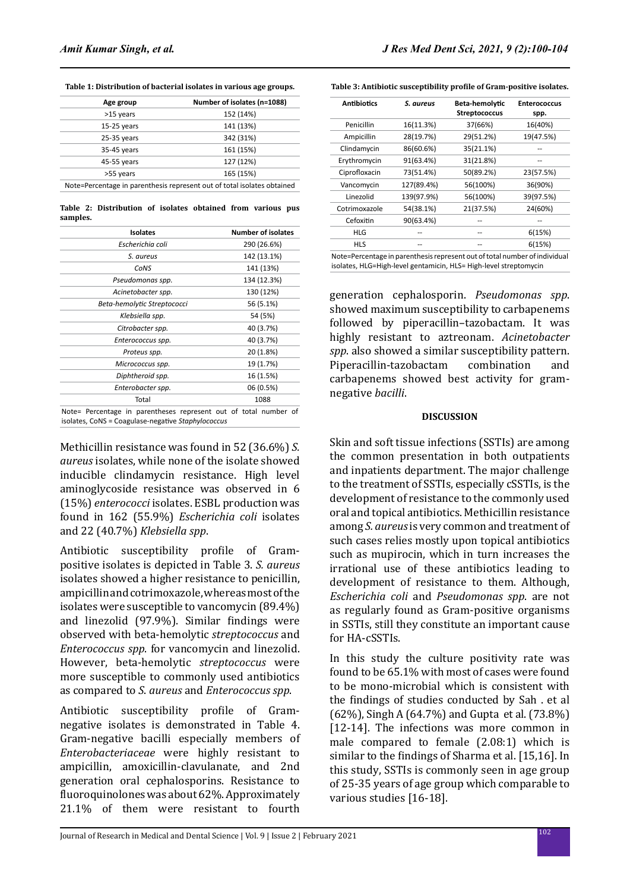**Table 1: Distribution of bacterial isolates in various age groups.**

| Age group | Number of isolates (n=1088) |
|---|---|
| >15 years | 152 (14%) |
| 15-25 years | 141 (13%) |
| 25-35 years | 342 (31%) |
| 35-45 years | 161 (15%) |
| 45-55 years | 127 (12%) |
| >55 years | 165 (15%) |

Note=Percentage in parenthesis represent out of total isolates obtained

**Table 2: Distribution of isolates obtained from various pus samples.**

| Isolates | Number of isolates |
|---|---|
| *Escherichia coli* | 290 (26.6%) |
| *S. aureus* | 142 (13.1%) |
| *CoNS* | 141 (13%) |
| *Pseudomonas spp.* | 134 (12.3%) |
| *Acinetobacter spp.* | 130 (12%) |
| *Beta-hemolytic Streptococci* | 56 (5.1%) |
| *Klebsiella spp.* | 54 (5%) |
| *Citrobacter spp.* | 40 (3.7%) |
| *Enterococcus spp.* | 40 (3.7%) |
| *Proteus spp.* | 20 (1.8%) |
| *Micrococcus spp.* | 19 (1.7%) |
| *Diphtheroid spp.* | 16 (1.5%) |
| *Enterobacter spp.* | 06 (0.5%) |
| Total | 1088 |

Note= Percentage in parentheses represent out of total number of isolates, CoNS = Coagulase-negative *Staphylococcus*

Methicillin resistance was found in 52 (36.6%) *S. aureus* isolates, while none of the isolate showed inducible clindamycin resistance. High level aminoglycoside resistance was observed in 6 (15%) *enterococci* isolates. ESBL production was found in 162 (55.9%) *Escherichia coli* isolates and 22 (40.7%) *Klebsiella spp*.

Antibiotic susceptibility profile of Gram-positive isolates is depicted in Table 3. *S. aureus* isolates showed a higher resistance to penicillin, ampicillin and cotrimoxazole, whereas most of the isolates were susceptible to vancomycin (89.4%) and linezolid (97.9%). Similar findings were observed with beta-hemolytic *streptococcus* and *Enterococcus spp*. for vancomycin and linezolid. However, beta-hemolytic *streptococcus* were more susceptible to commonly used antibiotics as compared to *S. aureus* and *Enterococcus spp*.

Antibiotic susceptibility profile of Gram-negative isolates is demonstrated in Table 4. Gram-negative bacilli especially members of *Enterobacteriaceae* were highly resistant to ampicillin, amoxicillin-clavulanate, and 2nd generation oral cephalosporins. Resistance to fluoroquinolones was about 62%. Approximately 21.1% of them were resistant to fourth generation cephalosporin. *Pseudomonas spp*. showed maximum susceptibility to carbapenems followed by piperacillin–tazobactam. It was highly resistant to aztreonam. *Acinetobacter spp*. also showed a similar susceptibility pattern. Piperacillin-tazobactam combination and carbapenems showed best activity for gram-negative *bacilli*.

**Table 3: Antibiotic susceptibility profile of Gram-positive isolates.**

| Antibiotics | *S. aureus* | Beta-hemolytic Streptococcus | Enterococcus spp. |
|---|---|---|---|
| Penicillin | 16(11.3%) | 37(66%) | 16(40%) |
| Ampicillin | 28(19.7%) | 29(51.2%) | 19(47.5%) |
| Clindamycin | 86(60.6%) | 35(21.1%) | -- |
| Erythromycin | 91(63.4%) | 31(21.8%) | -- |
| Ciprofloxacin | 73(51.4%) | 50(89.2%) | 23(57.5%) |
| Vancomycin | 127(89.4%) | 56(100%) | 36(90%) |
| Linezolid | 139(97.9%) | 56(100%) | 39(97.5%) |
| Cotrimoxazole | 54(38.1%) | 21(37.5%) | 24(60%) |
| Cefoxitin | 90(63.4%) | -- | -- |
| HLG | -- | -- | 6(15%) |
| HLS | -- | -- | 6(15%) |

Note=Percentage in parenthesis represent out of total number of individual isolates, HLG=High-level gentamicin, HLS= High-level streptomycin

## DISCUSSION

Skin and soft tissue infections (SSTIs) are among the common presentation in both outpatients and inpatients department. The major challenge to the treatment of SSTIs, especially cSSTIs, is the development of resistance to the commonly used oral and topical antibiotics. Methicillin resistance among *S. aureus* is very common and treatment of such cases relies mostly upon topical antibiotics such as mupirocin, which in turn increases the irrational use of these antibiotics leading to development of resistance to them. Although, *Escherichia coli* and *Pseudomonas spp*. are not as regularly found as Gram-positive organisms in SSTIs, still they constitute an important cause for HA-cSSTIs.

In this study the culture positivity rate was found to be 65.1% with most of cases were found to be mono-microbial which is consistent with the findings of studies conducted by Sah . et al (62%), Singh A (64.7%) and Gupta et al. (73.8%) [12-14]. The infections was more common in male compared to female (2.08:1) which is similar to the findings of Sharma et al. [15,16]. In this study, SSTIs is commonly seen in age group of 25-35 years of age group which comparable to various studies [16-18].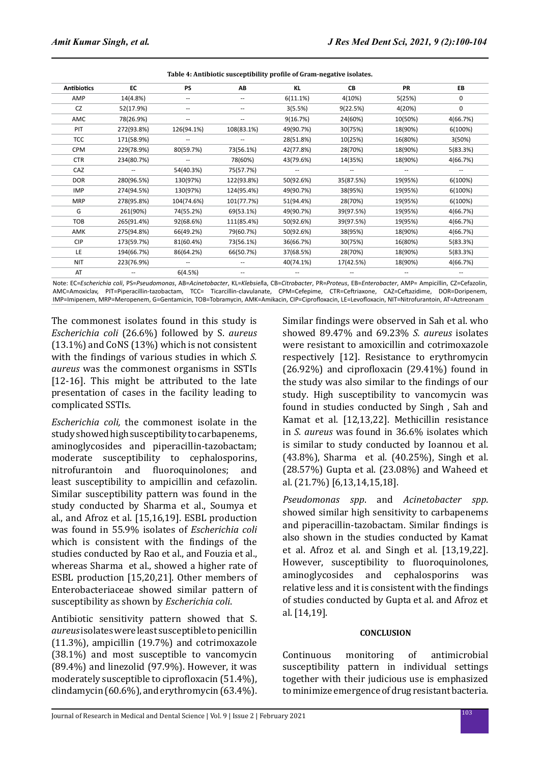**Table 4: Antibiotic susceptibility profile of Gram-negative isolates.**

| Antibiotics | EC | PS | AB | KL | CB | PR | EB |
|---|---|---|---|---|---|---|---|
| AMP | 14(4.8%) | -- | -- | 6(11.1%) | 4(10%) | 5(25%) | 0 |
| CZ | 52(17.9%) | -- | -- | 3(5.5%) | 9(22.5%) | 4(20%) | 0 |
| AMC | 78(26.9%) | -- | -- | 9(16.7%) | 24(60%) | 10(50%) | 4(66.7%) |
| PIT | 272(93.8%) | 126(94.1%) | 108(83.1%) | 49(90.7%) | 30(75%) | 18(90%) | 6(100%) |
| TCC | 171(58.9%) | -- | -- | 28(51.8%) | 10(25%) | 16(80%) | 3(50%) |
| CPM | 229(78.9%) | 80(59.7%) | 73(56.1%) | 42(77.8%) | 28(70%) | 18(90%) | 5(83.3%) |
| CTR | 234(80.7%) | -- | 78(60%) | 43(79.6%) | 14(35%) | 18(90%) | 4(66.7%) |
| CAZ | -- | 54(40.3%) | 75(57.7%) | -- | -- | -- | -- |
| DOR | 280(96.5%) | 130(97%) | 122(93.8%) | 50(92.6%) | 35(87.5%) | 19(95%) | 6(100%) |
| IMP | 274(94.5%) | 130(97%) | 124(95.4%) | 49(90.7%) | 38(95%) | 19(95%) | 6(100%) |
| MRP | 278(95.8%) | 104(74.6%) | 101(77.7%) | 51(94.4%) | 28(70%) | 19(95%) | 6(100%) |
| G | 261(90%) | 74(55.2%) | 69(53.1%) | 49(90.7%) | 39(97.5%) | 19(95%) | 4(66.7%) |
| TOB | 265(91.4%) | 92(68.6%) | 111(85.4%) | 50(92.6%) | 39(97.5%) | 19(95%) | 4(66.7%) |
| AMK | 275(94.8%) | 66(49.2%) | 79(60.7%) | 50(92.6%) | 38(95%) | 18(90%) | 4(66.7%) |
| CIP | 173(59.7%) | 81(60.4%) | 73(56.1%) | 36(66.7%) | 30(75%) | 16(80%) | 5(83.3%) |
| LE | 194(66.7%) | 86(64.2%) | 66(50.7%) | 37(68.5%) | 28(70%) | 18(90%) | 5(83.3%) |
| NIT | 223(76.9%) | -- | -- | 40(74.1%) | 17(42.5%) | 18(90%) | 4(66.7%) |
| AT | -- | 6(4.5%) | -- | -- | -- | -- | -- |

Note: EC=*Escherichia coli*, PS=*Pseudomonas*, AB=*Acinetobacter*, KL=*Klebsiel*la, CB=*Citrobacter*, PR=*Proteus*, EB=*Enterobacter*, AMP= Ampicillin, CZ=Cefazolin, AMC=Amoxiclav, PIT=Piperacillin-tazobactam, TCC= Ticarcillin-clavulanate, CPM=Cefepime, CTR=Ceftriaxone, CAZ=Ceftazidime, DOR=Doripenem, IMP=Imipenem, MRP=Meropenem, G=Gentamicin, TOB=Tobramycin, AMK=Amikacin, CIP=Ciprofloxacin, LE=Levofloxacin, NIT=Nitrofurantoin, AT=Aztreonam

The commonest isolates found in this study is *Escherichia coli* (26.6%) followed by S. *aureus* (13.1%) and CoNS (13%) which is not consistent with the findings of various studies in which *S. aureus* was the commonest organisms in SSTIs [12-16]. This might be attributed to the late presentation of cases in the facility leading to complicated SSTIs.

*Escherichia coli,* the commonest isolate in the study showed high susceptibility to carbapenems, aminoglycosides and piperacillin-tazobactam; moderate susceptibility to cephalosporins, nitrofurantoin and fluoroquinolones; and least susceptibility to ampicillin and cefazolin. Similar susceptibility pattern was found in the study conducted by Sharma et al., Soumya et al., and Afroz et al. [15,16,19]. ESBL production was found in 55.9% isolates of *Escherichia coli* which is consistent with the findings of the studies conducted by Rao et al., and Fouzia et al., whereas Sharma et al., showed a higher rate of ESBL production [15,20,21]. Other members of Enterobacteriaceae showed similar pattern of susceptibility as shown by *Escherichia coli*.

Antibiotic sensitivity pattern showed that S. *aureus* isolates were least susceptible to penicillin (11.3%), ampicillin (19.7%) and cotrimoxazole (38.1%) and most susceptible to vancomycin (89.4%) and linezolid (97.9%). However, it was moderately susceptible to ciprofloxacin (51.4%), clindamycin (60.6%), and erythromycin (63.4%). Similar findings were observed in Sah et al. who showed 89.47% and 69.23% *S. aureus* isolates were resistant to amoxicillin and cotrimoxazole respectively [12]. Resistance to erythromycin (26.92%) and ciprofloxacin (29.41%) found in the study was also similar to the findings of our study. High susceptibility to vancomycin was found in studies conducted by Singh , Sah and Kamat et al. [12,13,22]. Methicillin resistance in *S. aureus* was found in 36.6% isolates which is similar to study conducted by Ioannou et al. (43.8%), Sharma et al. (40.25%), Singh et al. (28.57%) Gupta et al. (23.08%) and Waheed et al. (21.7%) [6,13,14,15,18].

*Pseudomonas spp*. and *Acinetobacter spp*. showed similar high sensitivity to carbapenems and piperacillin-tazobactam. Similar findings is also shown in the studies conducted by Kamat et al. Afroz et al. and Singh et al. [13,19,22]. However, susceptibility to fluoroquinolones, aminoglycosides and cephalosporins was relative less and it is consistent with the findings of studies conducted by Gupta et al. and Afroz et al. [14,19].

## CONCLUSION

Continuous monitoring of antimicrobial susceptibility pattern in individual settings together with their judicious use is emphasized to minimize emergence of drug resistant bacteria.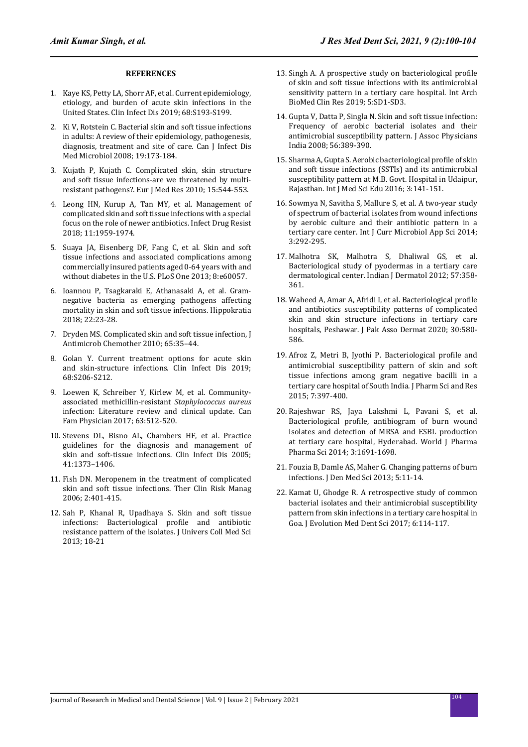## REFERENCES

1. Kaye KS, Petty LA, Shorr AF, et al. Current epidemiology, etiology, and burden of acute skin infections in the United States. Clin Infect Dis 2019; 68:S193-S199.
2. Ki V, Rotstein C. Bacterial skin and soft tissue infections in adults: A review of their epidemiology, pathogenesis, diagnosis, treatment and site of care. Can J Infect Dis Med Microbiol 2008; 19:173-184.
3. Kujath P, Kujath C. Complicated skin, skin structure and soft tissue infections-are we threatened by multi-resistant pathogens?. Eur J Med Res 2010; 15:544-553.
4. Leong HN, Kurup A, Tan MY, et al. Management of complicated skin and soft tissue infections with a special focus on the role of newer antibiotics. Infect Drug Resist 2018; 11:1959-1974.
5. Suaya JA, Eisenberg DF, Fang C, et al. Skin and soft tissue infections and associated complications among commercially insured patients aged 0-64 years with and without diabetes in the U.S. PLoS One 2013; 8:e60057.
6. Ioannou P, Tsagkaraki E, Athanasaki A, et al. Gram-negative bacteria as emerging pathogens affecting mortality in skin and soft tissue infections. Hippokratia 2018; 22:23-28.
7. Dryden MS. Complicated skin and soft tissue infection, J Antimicrob Chemother 2010; 65:35–44.
8. Golan Y. Current treatment options for acute skin and skin-structure infections. Clin Infect Dis 2019; 68:S206-S212.
9. Loewen K, Schreiber Y, Kirlew M, et al. Community-associated methicillin-resistant *Staphylococcus aureus* infection: Literature review and clinical update. Can Fam Physician 2017; 63:512-520.
10. Stevens DL, Bisno AL, Chambers HF, et al. Practice guidelines for the diagnosis and management of skin and soft-tissue infections. Clin Infect Dis 2005; 41:1373–1406.
11. Fish DN. Meropenem in the treatment of complicated skin and soft tissue infections. Ther Clin Risk Manag 2006; 2:401-415.
12. Sah P, Khanal R, Upadhaya S. Skin and soft tissue infections: Bacteriological profile and antibiotic resistance pattern of the isolates. J Univers Coll Med Sci 2013; 18-21
13. Singh A. A prospective study on bacteriological profile of skin and soft tissue infections with its antimicrobial sensitivity pattern in a tertiary care hospital. Int Arch BioMed Clin Res 2019; 5:SD1-SD3.
14. Gupta V, Datta P, Singla N. Skin and soft tissue infection: Frequency of aerobic bacterial isolates and their antimicrobial susceptibility pattern. J Assoc Physicians India 2008; 56:389-390.
15. Sharma A, Gupta S. Aerobic bacteriological profile of skin and soft tissue infections (SSTIs) and its antimicrobial susceptibility pattern at M.B. Govt. Hospital in Udaipur, Rajasthan. Int J Med Sci Edu 2016; 3:141-151.
16. Sowmya N, Savitha S, Mallure S, et al. A two-year study of spectrum of bacterial isolates from wound infections by aerobic culture and their antibiotic pattern in a tertiary care center. Int J Curr Microbiol App Sci 2014; 3:292-295.
17. Malhotra SK, Malhotra S, Dhaliwal GS, et al. Bacteriological study of pyoderma in a tertiary care dermatological center. Indian J Dermatol 2012; 57:358-361.
18. Waheed A, Amar A, Afridi I, et al. Bacteriological profile and antibiotics susceptibility patterns of complicated skin and skin structure infections in tertiary care hospitals, Peshawar. J Pak Asso Dermat 2020; 30:580-586.
19. Afroz Z, Metri B, Jyothi P. Bacteriological profile and antimicrobial susceptibility pattern of skin and soft tissue infections among gram negative bacilli in a tertiary care hospital of South India. J Pharm Sci and Res 2015; 7:397-400.
20. Rajeshwar RS, Jaya Lakshmi L, Pavani S, et al. Bacteriological profile, antibiogram of burn wound isolates and detection of MRSA and ESBL production at tertiary care hospital, Hyderabad. World J Pharma Pharma Sci 2014; 3:1691-1698.
21. Fouzia B, Damle AS, Maher G. Changing patterns of burn infections. J Den Med Sci 2013; 5:11-14.
22. Kamat U, Ghodge R. A retrospective study of common bacterial isolates and their antimicrobial susceptibility pattern from skin infections in a tertiary care hospital in Goa. J Evolution Med Dent Sci 2017; 6:114-117.